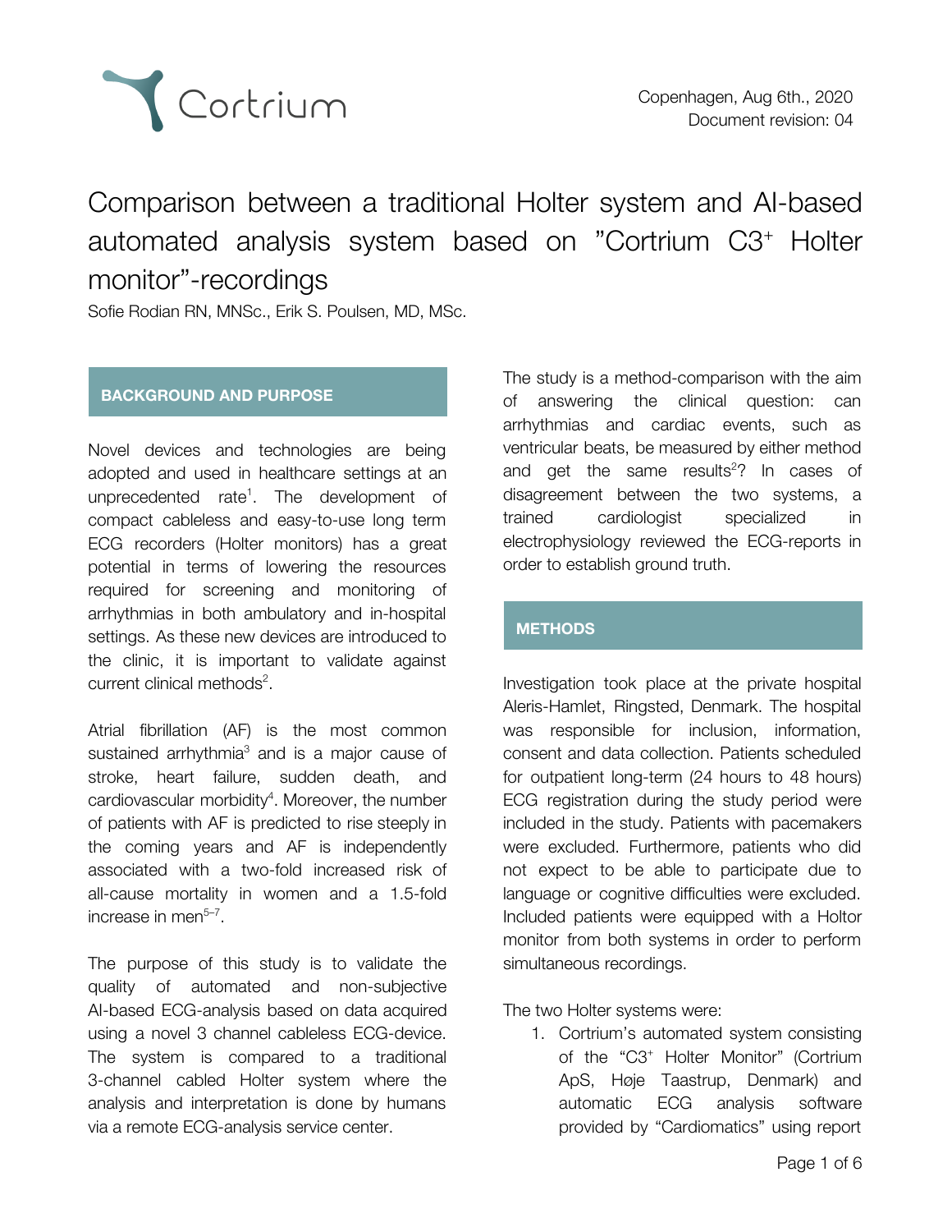Cortrium

Copenhagen, Aug 6th., 2020
Document revision: 04

# Comparison between a traditional Holter system and AI-based automated analysis system based on "Cortrium C3+ Holter monitor"-recordings

Sofie Rodian RN, MNSc., Erik S. Poulsen, MD, MSc.

## BACKGROUND AND PURPOSE

Novel devices and technologies are being adopted and used in healthcare settings at an unprecedented rate[1]. The development of compact cableless and easy-to-use long term ECG recorders (Holter monitors) has a great potential in terms of lowering the resources required for screening and monitoring of arrhythmias in both ambulatory and in-hospital settings. As these new devices are introduced to the clinic, it is important to validate against current clinical methods[2].

Atrial fibrillation (AF) is the most common sustained arrhythmia[3] and is a major cause of stroke, heart failure, sudden death, and cardiovascular morbidity[4]. Moreover, the number of patients with AF is predicted to rise steeply in the coming years and AF is independently associated with a two-fold increased risk of all-cause mortality in women and a 1.5-fold increase in men[5–7].

The purpose of this study is to validate the quality of automated and non-subjective AI-based ECG-analysis based on data acquired using a novel 3 channel cableless ECG-device. The system is compared to a traditional 3-channel cabled Holter system where the analysis and interpretation is done by humans via a remote ECG-analysis service center.

The study is a method-comparison with the aim of answering the clinical question: can arrhythmias and cardiac events, such as ventricular beats, be measured by either method and get the same results[2]? In cases of disagreement between the two systems, a trained cardiologist specialized in electrophysiology reviewed the ECG-reports in order to establish ground truth.

## METHODS

Investigation took place at the private hospital Aleris-Hamlet, Ringsted, Denmark. The hospital was responsible for inclusion, information, consent and data collection. Patients scheduled for outpatient long-term (24 hours to 48 hours) ECG registration during the study period were included in the study. Patients with pacemakers were excluded. Furthermore, patients who did not expect to be able to participate due to language or cognitive difficulties were excluded. Included patients were equipped with a Holtor monitor from both systems in order to perform simultaneous recordings.

The two Holter systems were:

1. Cortrium's automated system consisting of the "C3+ Holter Monitor" (Cortrium ApS, Høje Taastrup, Denmark) and automatic ECG analysis software provided by "Cardiomatics" using report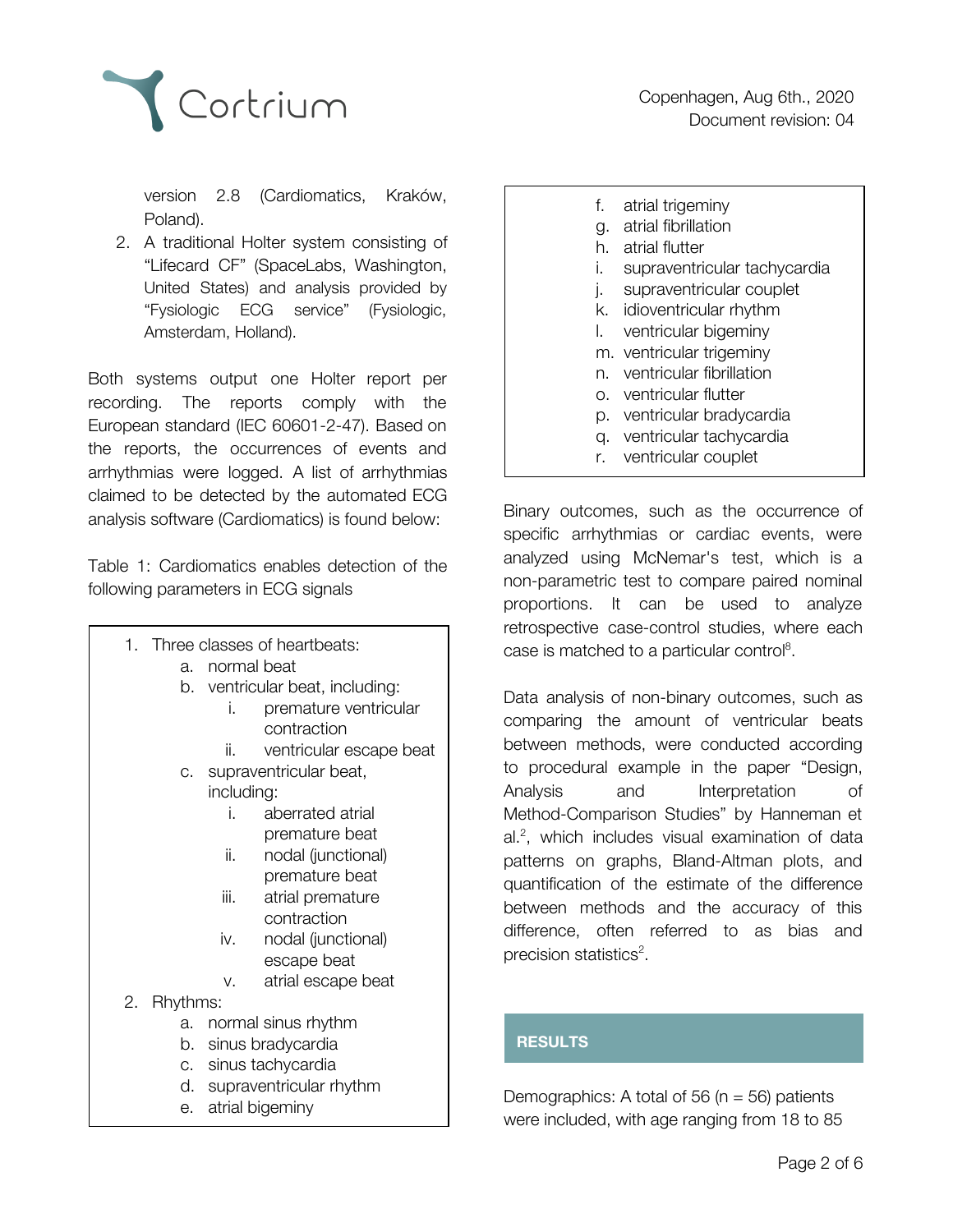version 2.8 (Cardiomatics, Kraków, Poland).

2. A traditional Holter system consisting of "Lifecard CF" (SpaceLabs, Washington, United States) and analysis provided by "Fysiologic ECG service" (Fysiologic, Amsterdam, Holland).

Both systems output one Holter report per recording. The reports comply with the European standard (IEC 60601-2-47). Based on the reports, the occurrences of events and arrhythmias were logged. A list of arrhythmias claimed to be detected by the automated ECG analysis software (Cardiomatics) is found below:

Table 1: Cardiomatics enables detection of the following parameters in ECG signals

1. Three classes of heartbeats:
    a. normal beat
    b. ventricular beat, including:
        i. premature ventricular contraction
        ii. ventricular escape beat
    c. supraventricular beat, including:
        i. aberrated atrial premature beat
        ii. nodal (junctional) premature beat
        iii. atrial premature contraction
        iv. nodal (junctional) escape beat
        v. atrial escape beat
2. Rhythms:
    a. normal sinus rhythm
    b. sinus bradycardia
    c. sinus tachycardia
    d. supraventricular rhythm
    e. atrial bigeminy
    f. atrial trigeminy
    g. atrial fibrillation
    h. atrial flutter
    i. supraventricular tachycardia
    j. supraventricular couplet
    k. idioventricular rhythm
    l. ventricular bigeminy
    m. ventricular trigeminy
    n. ventricular fibrillation
    o. ventricular flutter
    p. ventricular bradycardia
    q. ventricular tachycardia
    r. ventricular couplet

Binary outcomes, such as the occurrence of specific arrhythmias or cardiac events, were analyzed using McNemar's test, which is a non-parametric test to compare paired nominal proportions. It can be used to analyze retrospective case-control studies, where each case is matched to a particular control[8].

Data analysis of non-binary outcomes, such as comparing the amount of ventricular beats between methods, were conducted according to procedural example in the paper "Design, Analysis and Interpretation of Method-Comparison Studies" by Hanneman et al.[2], which includes visual examination of data patterns on graphs, Bland-Altman plots, and quantification of the estimate of the difference between methods and the accuracy of this difference, often referred to as bias and precision statistics[2].

## RESULTS

Demographics: A total of 56 (n = 56) patients were included, with age ranging from 18 to 85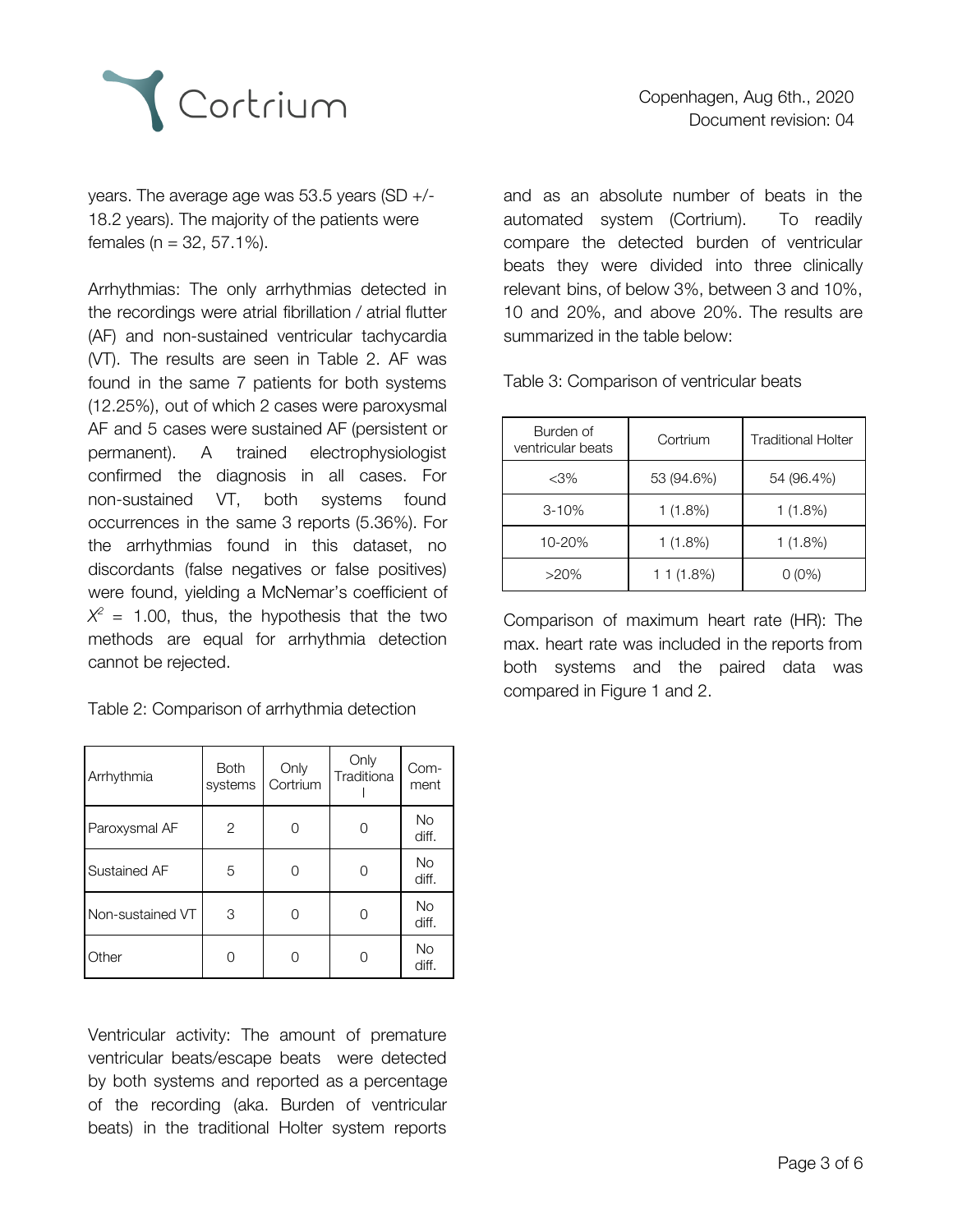years. The average age was 53.5 years (SD +/- 18.2 years). The majority of the patients were females (n = 32, 57.1%).

Arrhythmias: The only arrhythmias detected in the recordings were atrial fibrillation / atrial flutter (AF) and non-sustained ventricular tachycardia (VT). The results are seen in Table 2. AF was found in the same 7 patients for both systems (12.25%), out of which 2 cases were paroxysmal AF and 5 cases were sustained AF (persistent or permanent). A trained electrophysiologist confirmed the diagnosis in all cases. For non-sustained VT, both systems found occurrences in the same 3 reports (5.36%). For the arrhythmias found in this dataset, no discordants (false negatives or false positives) were found, yielding a McNemar's coefficient of $X^2$ = 1.00, thus, the hypothesis that the two methods are equal for arrhythmia detection cannot be rejected.

Table 2: Comparison of arrhythmia detection

| Arrhythmia | Both systems | Only Cortrium | Only Traditional | Comment |
|---|---|---|---|---|
| Paroxysmal AF | 2 | 0 | 0 | No diff. |
| Sustained AF | 5 | 0 | 0 | No diff. |
| Non-sustained VT | 3 | 0 | 0 | No diff. |
| Other | 0 | 0 | 0 | No diff. |

Ventricular activity: The amount of premature ventricular beats/escape beats were detected by both systems and reported as a percentage of the recording (aka. Burden of ventricular beats) in the traditional Holter system reports and as an absolute number of beats in the automated system (Cortrium). To readily compare the detected burden of ventricular beats they were divided into three clinically relevant bins, of below 3%, between 3 and 10%, 10 and 20%, and above 20%. The results are summarized in the table below:

Table 3: Comparison of ventricular beats

| Burden of ventricular beats | Cortrium | Traditional Holter |
|---|---|---|
| <3% | 53 (94.6%) | 54 (96.4%) |
| 3-10% | 1 (1.8%) | 1 (1.8%) |
| 10-20% | 1 (1.8%) | 1 (1.8%) |
| >20% | 1 1 (1.8%) | 0 (0%) |

Comparison of maximum heart rate (HR): The max. heart rate was included in the reports from both systems and the paired data was compared in Figure 1 and 2.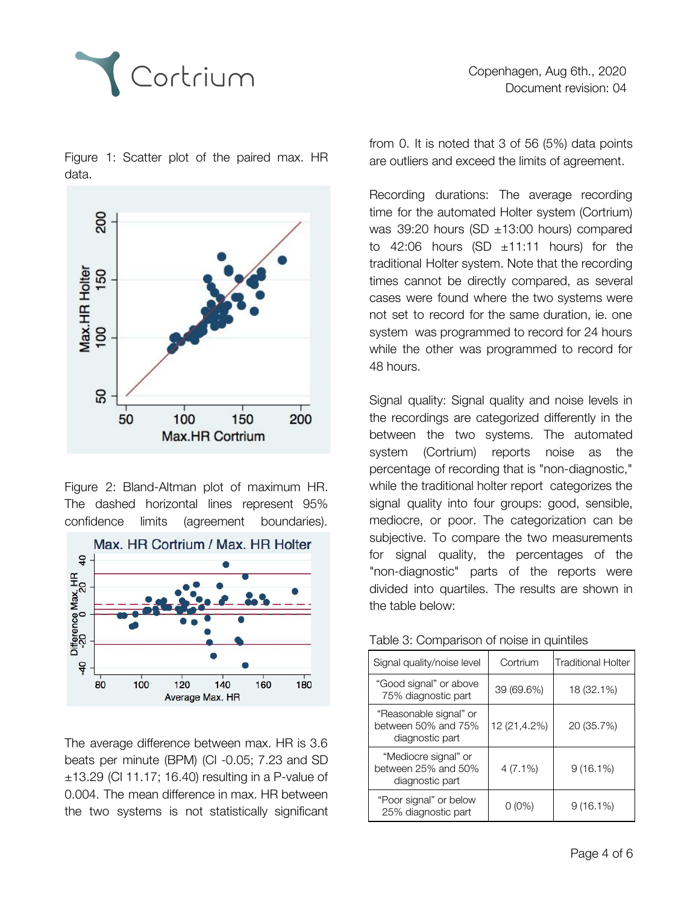Figure 1: Scatter plot of the paired max. HR data.

Max.HR Holter

200
150
100
50

50
100
150
200

Max.HR Cortrium

Figure 2: Bland-Altman plot of maximum HR. The dashed horizontal lines represent 95% confidence limits (agreement boundaries).

Max. HR Cortrium / Max. HR Holter

Difference Max. HR

40
20
0
-20
-40

80
100
120
140
160
180

Average Max. HR

The average difference between max. HR is 3.6 beats per minute (BPM) (CI -0.05; 7.23 and SD ±13.29 (CI 11.17; 16.40) resulting in a P-value of 0.004. The mean difference in max. HR between the two systems is not statistically significant from 0. It is noted that 3 of 56 (5%) data points are outliers and exceed the limits of agreement.

Recording durations: The average recording time for the automated Holter system (Cortrium) was 39:20 hours (SD ±13:00 hours) compared to 42:06 hours (SD ±11:11 hours) for the traditional Holter system. Note that the recording times cannot be directly compared, as several cases were found where the two systems were not set to record for the same duration, ie. one system was programmed to record for 24 hours while the other was programmed to record for 48 hours.

Signal quality: Signal quality and noise levels in the recordings are categorized differently in the between the two systems. The automated system (Cortrium) reports noise as the percentage of recording that is "non-diagnostic," while the traditional holter report categorizes the signal quality into four groups: good, sensible, mediocre, or poor. The categorization can be subjective. To compare the two measurements for signal quality, the percentages of the "non-diagnostic" parts of the reports were divided into quartiles. The results are shown in the table below:

Table 3: Comparison of noise in quintiles

| Signal quality/noise level | Cortrium | Traditional Holter |
|---|---|---|
| "Good signal" or above 75% diagnostic part | 39 (69.6%) | 18 (32.1%) |
| "Reasonable signal" or between 50% and 75% diagnostic part | 12 (21,4.2%) | 20 (35.7%) |
| "Mediocre signal" or between 25% and 50% diagnostic part | 4 (7.1%) | 9 (16.1%) |
| "Poor signal" or below 25% diagnostic part | 0 (0%) | 9 (16.1%) |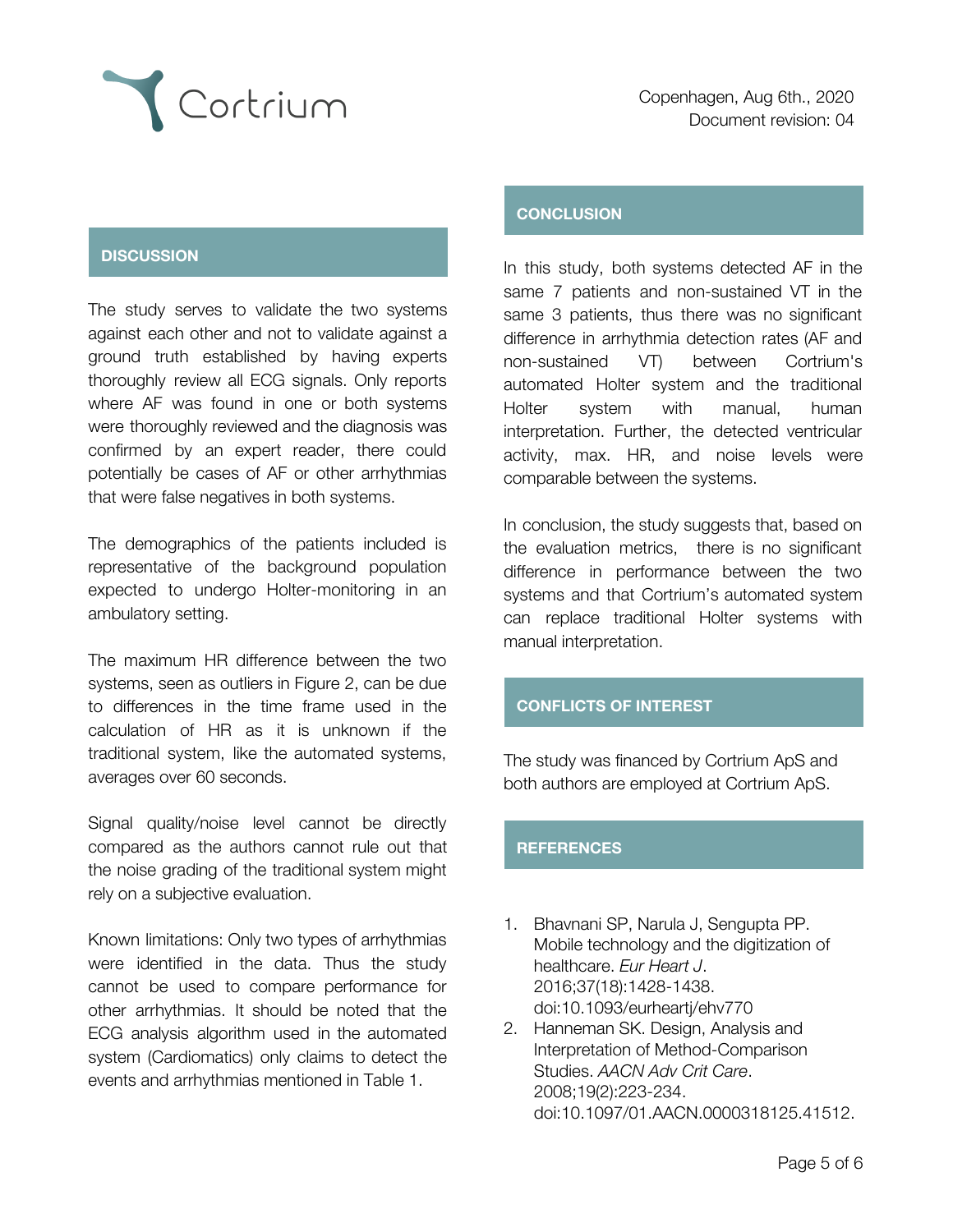## DISCUSSION

The study serves to validate the two systems against each other and not to validate against a ground truth established by having experts thoroughly review all ECG signals. Only reports where AF was found in one or both systems were thoroughly reviewed and the diagnosis was confirmed by an expert reader, there could potentially be cases of AF or other arrhythmias that were false negatives in both systems.

The demographics of the patients included is representative of the background population expected to undergo Holter-monitoring in an ambulatory setting.

The maximum HR difference between the two systems, seen as outliers in Figure 2, can be due to differences in the time frame used in the calculation of HR as it is unknown if the traditional system, like the automated systems, averages over 60 seconds.

Signal quality/noise level cannot be directly compared as the authors cannot rule out that the noise grading of the traditional system might rely on a subjective evaluation.

Known limitations: Only two types of arrhythmias were identified in the data. Thus the study cannot be used to compare performance for other arrhythmias. It should be noted that the ECG analysis algorithm used in the automated system (Cardiomatics) only claims to detect the events and arrhythmias mentioned in Table 1.

## CONCLUSION

In this study, both systems detected AF in the same 7 patients and non-sustained VT in the same 3 patients, thus there was no significant difference in arrhythmia detection rates (AF and non-sustained VT) between Cortrium's automated Holter system and the traditional Holter system with manual, human interpretation. Further, the detected ventricular activity, max. HR, and noise levels were comparable between the systems.

In conclusion, the study suggests that, based on the evaluation metrics, there is no significant difference in performance between the two systems and that Cortrium's automated system can replace traditional Holter systems with manual interpretation.

## CONFLICTS OF INTEREST

The study was financed by Cortrium ApS and both authors are employed at Cortrium ApS.

## REFERENCES

1. Bhavnani SP, Narula J, Sengupta PP. Mobile technology and the digitization of healthcare. *Eur Heart J*. 2016;37(18):1428-1438. doi:10.1093/eurheartj/ehv770
2. Hanneman SK. Design, Analysis and Interpretation of Method-Comparison Studies. *AACN Adv Crit Care*. 2008;19(2):223-234. doi:10.1097/01.AACN.0000318125.41512.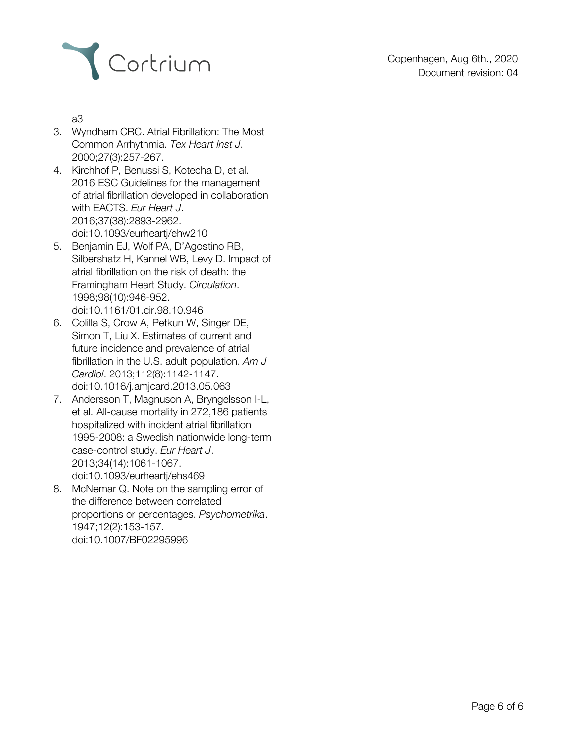a3

3. Wyndham CRC. Atrial Fibrillation: The Most Common Arrhythmia. *Tex Heart Inst J*. 2000;27(3):257-267.
4. Kirchhof P, Benussi S, Kotecha D, et al. 2016 ESC Guidelines for the management of atrial fibrillation developed in collaboration with EACTS. *Eur Heart J*. 2016;37(38):2893-2962. doi:10.1093/eurheartj/ehw210
5. Benjamin EJ, Wolf PA, D'Agostino RB, Silbershatz H, Kannel WB, Levy D. Impact of atrial fibrillation on the risk of death: the Framingham Heart Study. *Circulation*. 1998;98(10):946-952. doi:10.1161/01.cir.98.10.946
6. Colilla S, Crow A, Petkun W, Singer DE, Simon T, Liu X. Estimates of current and future incidence and prevalence of atrial fibrillation in the U.S. adult population. *Am J Cardiol*. 2013;112(8):1142-1147. doi:10.1016/j.amjcard.2013.05.063
7. Andersson T, Magnuson A, Bryngelsson I-L, et al. All-cause mortality in 272,186 patients hospitalized with incident atrial fibrillation 1995-2008: a Swedish nationwide long-term case-control study. *Eur Heart J*. 2013;34(14):1061-1067. doi:10.1093/eurheartj/ehs469
8. McNemar Q. Note on the sampling error of the difference between correlated proportions or percentages. *Psychometrika*. 1947;12(2):153-157. doi:10.1007/BF02295996